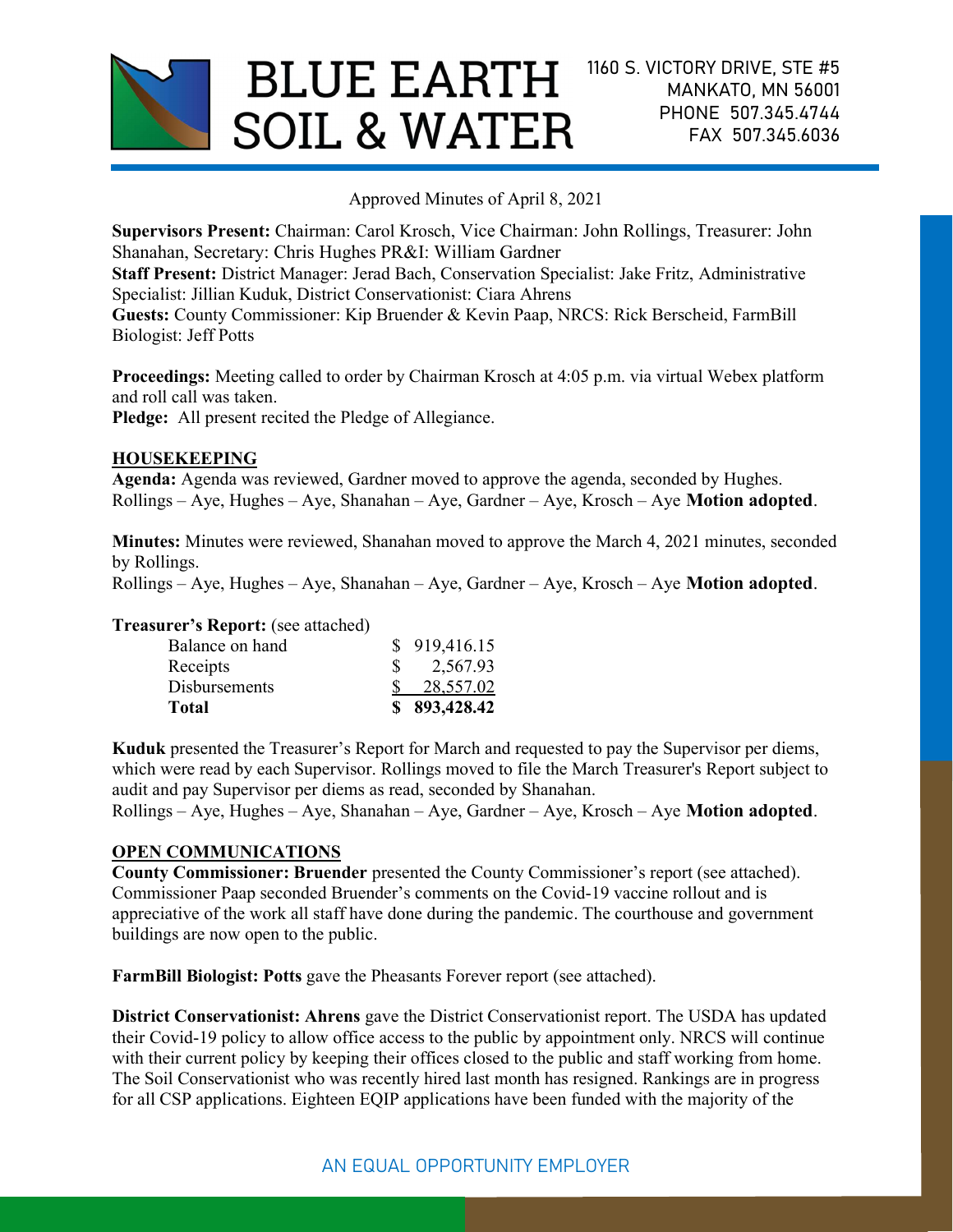# BLUE EARTH SOIL & WATER

1160 S. VICTORY DRIVE, STE #5
MANKATO, MN 56001
PHONE 507.345.4744
FAX 507.345.6036

Approved Minutes of April 8, 2021

**Supervisors Present:** Chairman: Carol Krosch, Vice Chairman: John Rollings, Treasurer: John Shanahan, Secretary: Chris Hughes PR&I: William Gardner
**Staff Present:** District Manager: Jerad Bach, Conservation Specialist: Jake Fritz, Administrative Specialist: Jillian Kuduk, District Conservationist: Ciara Ahrens
**Guests:** County Commissioner: Kip Bruender & Kevin Paap, NRCS: Rick Berscheid, FarmBill Biologist: Jeff Potts

**Proceedings:** Meeting called to order by Chairman Krosch at 4:05 p.m. via virtual Webex platform and roll call was taken.
**Pledge:** All present recited the Pledge of Allegiance.

## HOUSEKEEPING

**Agenda:** Agenda was reviewed, Gardner moved to approve the agenda, seconded by Hughes.
Rollings – Aye, Hughes – Aye, Shanahan – Aye, Gardner – Aye, Krosch – Aye **Motion adopted**.

**Minutes:** Minutes were reviewed, Shanahan moved to approve the March 4, 2021 minutes, seconded by Rollings.
Rollings – Aye, Hughes – Aye, Shanahan – Aye, Gardner – Aye, Krosch – Aye **Motion adopted**.

**Treasurer's Report:** (see attached)

| | |
|---|---|
| Balance on hand | $ 919,416.15 |
| Receipts | $ 2,567.93 |
| Disbursements | $ 28,557.02 |
| **Total** | **$ 893,428.42** |

**Kuduk** presented the Treasurer's Report for March and requested to pay the Supervisor per diems, which were read by each Supervisor. Rollings moved to file the March Treasurer's Report subject to audit and pay Supervisor per diems as read, seconded by Shanahan.
Rollings – Aye, Hughes – Aye, Shanahan – Aye, Gardner – Aye, Krosch – Aye **Motion adopted**.

## OPEN COMMUNICATIONS

**County Commissioner: Bruender** presented the County Commissioner's report (see attached). Commissioner Paap seconded Bruender's comments on the Covid-19 vaccine rollout and is appreciative of the work all staff have done during the pandemic. The courthouse and government buildings are now open to the public.

**FarmBill Biologist: Potts** gave the Pheasants Forever report (see attached).

**District Conservationist: Ahrens** gave the District Conservationist report. The USDA has updated their Covid-19 policy to allow office access to the public by appointment only. NRCS will continue with their current policy by keeping their offices closed to the public and staff working from home. The Soil Conservationist who was recently hired last month has resigned. Rankings are in progress for all CSP applications. Eighteen EQIP applications have been funded with the majority of the

AN EQUAL OPPORTUNITY EMPLOYER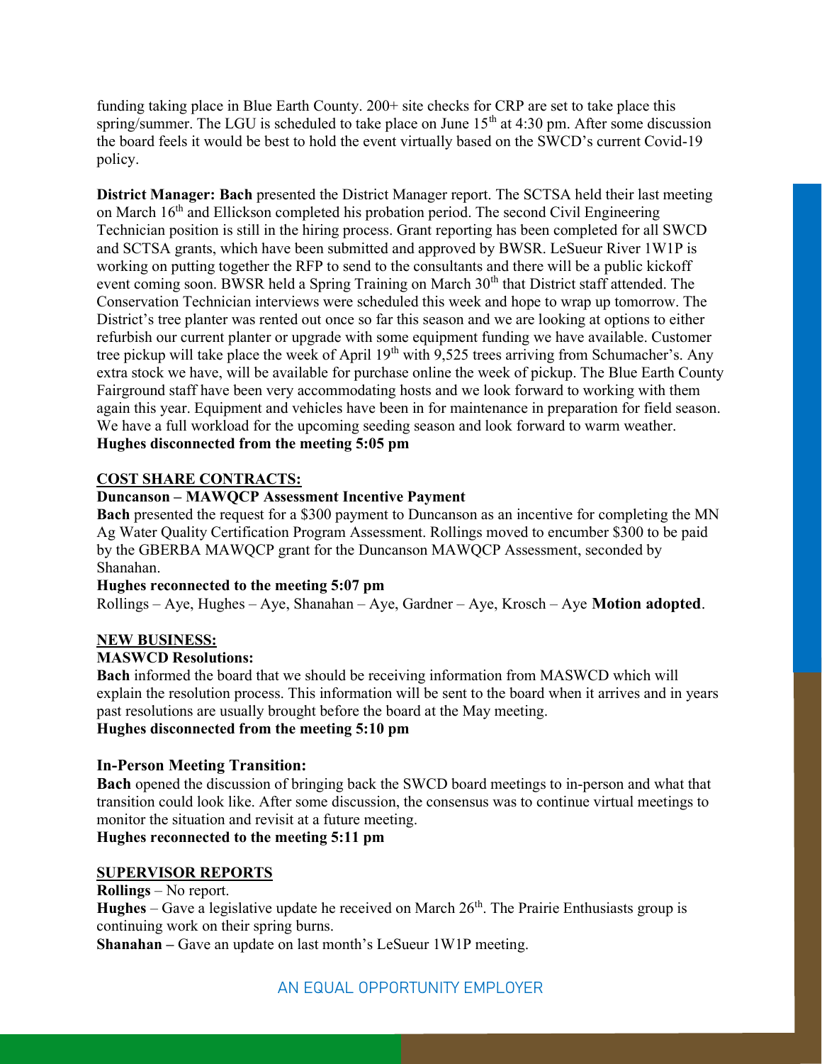funding taking place in Blue Earth County. 200+ site checks for CRP are set to take place this spring/summer. The LGU is scheduled to take place on June 15th at 4:30 pm. After some discussion the board feels it would be best to hold the event virtually based on the SWCD's current Covid-19 policy.

**District Manager: Bach** presented the District Manager report. The SCTSA held their last meeting on March 16th and Ellickson completed his probation period. The second Civil Engineering Technician position is still in the hiring process. Grant reporting has been completed for all SWCD and SCTSA grants, which have been submitted and approved by BWSR. LeSueur River 1W1P is working on putting together the RFP to send to the consultants and there will be a public kickoff event coming soon. BWSR held a Spring Training on March 30th that District staff attended. The Conservation Technician interviews were scheduled this week and hope to wrap up tomorrow. The District's tree planter was rented out once so far this season and we are looking at options to either refurbish our current planter or upgrade with some equipment funding we have available. Customer tree pickup will take place the week of April 19th with 9,525 trees arriving from Schumacher's. Any extra stock we have, will be available for purchase online the week of pickup. The Blue Earth County Fairground staff have been very accommodating hosts and we look forward to working with them again this year. Equipment and vehicles have been in for maintenance in preparation for field season. We have a full workload for the upcoming seeding season and look forward to warm weather.
**Hughes disconnected from the meeting 5:05 pm**

## COST SHARE CONTRACTS:

**Duncanson – MAWQCP Assessment Incentive Payment**

**Bach** presented the request for a $300 payment to Duncanson as an incentive for completing the MN Ag Water Quality Certification Program Assessment. Rollings moved to encumber $300 to be paid by the GBERBA MAWQCP grant for the Duncanson MAWQCP Assessment, seconded by Shanahan.

**Hughes reconnected to the meeting 5:07 pm**

Rollings – Aye, Hughes – Aye, Shanahan – Aye, Gardner – Aye, Krosch – Aye **Motion adopted**.

## NEW BUSINESS:

**MASWCD Resolutions:**

**Bach** informed the board that we should be receiving information from MASWCD which will explain the resolution process. This information will be sent to the board when it arrives and in years past resolutions are usually brought before the board at the May meeting.

**Hughes disconnected from the meeting 5:10 pm**

**In-Person Meeting Transition:**

**Bach** opened the discussion of bringing back the SWCD board meetings to in-person and what that transition could look like. After some discussion, the consensus was to continue virtual meetings to monitor the situation and revisit at a future meeting.

**Hughes reconnected to the meeting 5:11 pm**

## SUPERVISOR REPORTS

**Rollings** – No report.
**Hughes** – Gave a legislative update he received on March 26th. The Prairie Enthusiasts group is continuing work on their spring burns.
**Shanahan –** Gave an update on last month's LeSueur 1W1P meeting.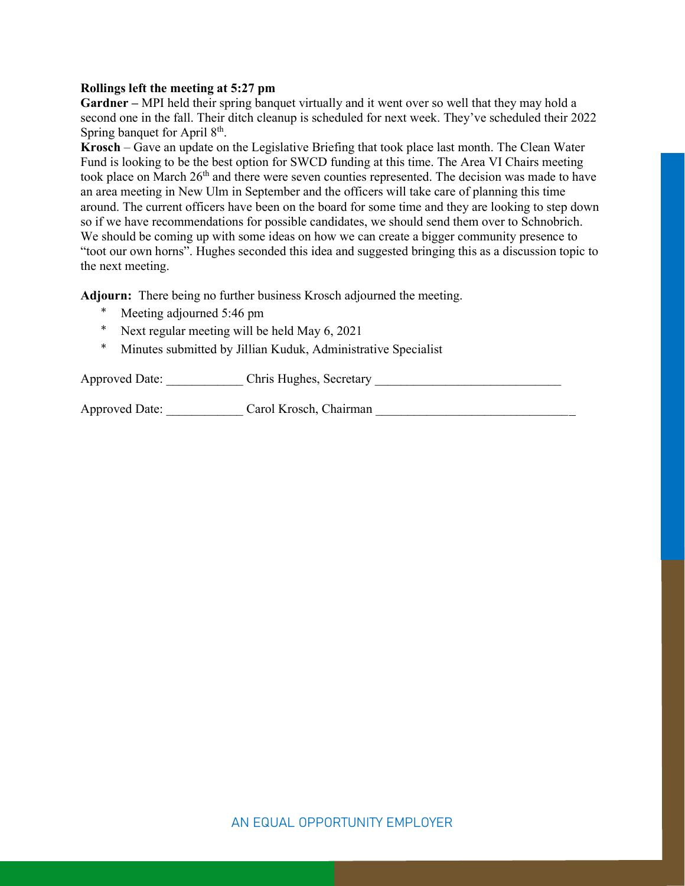**Rollings left the meeting at 5:27 pm**

**Gardner –** MPI held their spring banquet virtually and it went over so well that they may hold a second one in the fall. Their ditch cleanup is scheduled for next week. They've scheduled their 2022 Spring banquet for April 8th.

**Krosch** – Gave an update on the Legislative Briefing that took place last month. The Clean Water Fund is looking to be the best option for SWCD funding at this time. The Area VI Chairs meeting took place on March 26th and there were seven counties represented. The decision was made to have an area meeting in New Ulm in September and the officers will take care of planning this time around. The current officers have been on the board for some time and they are looking to step down so if we have recommendations for possible candidates, we should send them over to Schnobrich. We should be coming up with some ideas on how we can create a bigger community presence to "toot our own horns". Hughes seconded this idea and suggested bringing this as a discussion topic to the next meeting.

**Adjourn:** There being no further business Krosch adjourned the meeting.

* Meeting adjourned 5:46 pm
* Next regular meeting will be held May 6, 2021
* Minutes submitted by Jillian Kuduk, Administrative Specialist

Approved Date: ____________ Chris Hughes, Secretary _____________________________

Approved Date: ____________ Carol Krosch, Chairman _______________________________

AN EQUAL OPPORTUNITY EMPLOYER